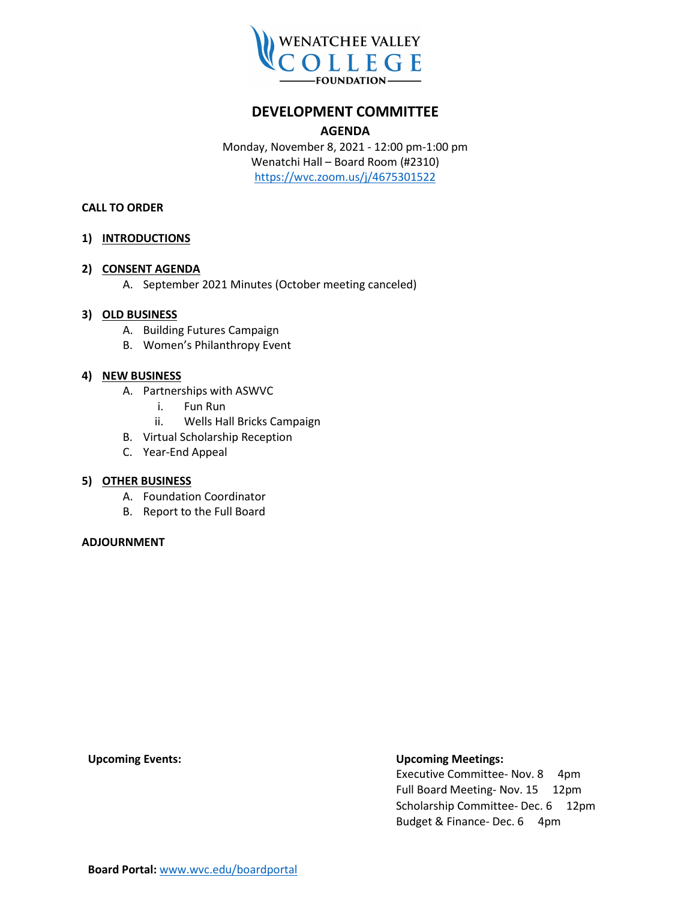WENATCHEE VALLEY COLLEGE FOUNDATION

# DEVELOPMENT COMMITTEE

## AGENDA

Monday, November 8, 2021 - 12:00 pm-1:00 pm
Wenatchi Hall – Board Room (#2310)
https://wvc.zoom.us/j/4675301522

**CALL TO ORDER**

**1) INTRODUCTIONS**

**2) CONSENT AGENDA**
- A. September 2021 Minutes (October meeting canceled)

**3) OLD BUSINESS**
- A. Building Futures Campaign
- B. Women's Philanthropy Event

**4) NEW BUSINESS**
- A. Partnerships with ASWVC
  - i. Fun Run
  - ii. Wells Hall Bricks Campaign
- B. Virtual Scholarship Reception
- C. Year-End Appeal

**5) OTHER BUSINESS**
- A. Foundation Coordinator
- B. Report to the Full Board

**ADJOURNMENT**

**Upcoming Events:**

**Upcoming Meetings:**
Executive Committee- Nov. 8 4pm
Full Board Meeting- Nov. 15 12pm
Scholarship Committee- Dec. 6 12pm
Budget & Finance- Dec. 6 4pm

**Board Portal:** www.wvc.edu/boardportal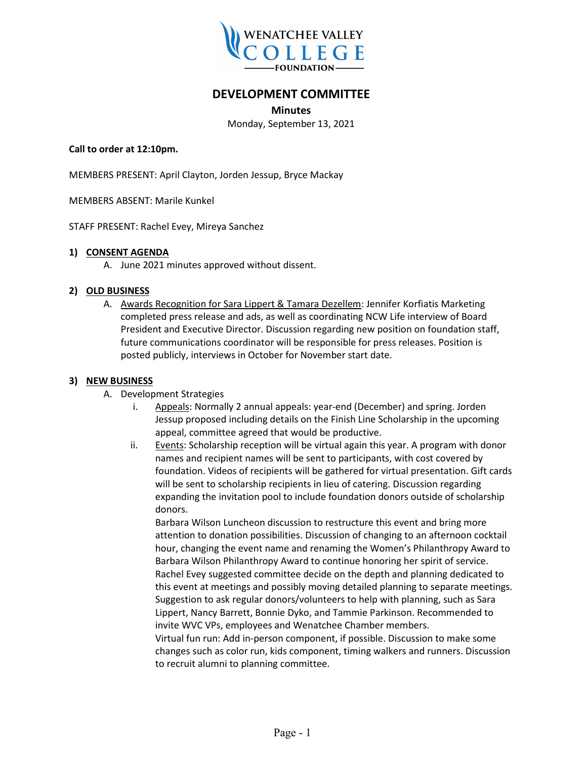# DEVELOPMENT COMMITTEE

**Minutes**

Monday, September 13, 2021

**Call to order at 12:10pm.**

MEMBERS PRESENT: April Clayton, Jorden Jessup, Bryce Mackay

MEMBERS ABSENT: Marile Kunkel

STAFF PRESENT: Rachel Evey, Mireya Sanchez

## 1) CONSENT AGENDA

A. June 2021 minutes approved without dissent.

## 2) OLD BUSINESS

A. Awards Recognition for Sara Lippert & Tamara Dezellem: Jennifer Korfiatis Marketing completed press release and ads, as well as coordinating NCW Life interview of Board President and Executive Director. Discussion regarding new position on foundation staff, future communications coordinator will be responsible for press releases. Position is posted publicly, interviews in October for November start date.

## 3) NEW BUSINESS

A. Development Strategies

i. Appeals: Normally 2 annual appeals: year-end (December) and spring. Jorden Jessup proposed including details on the Finish Line Scholarship in the upcoming appeal, committee agreed that would be productive.

ii. Events: Scholarship reception will be virtual again this year. A program with donor names and recipient names will be sent to participants, with cost covered by foundation. Videos of recipients will be gathered for virtual presentation. Gift cards will be sent to scholarship recipients in lieu of catering. Discussion regarding expanding the invitation pool to include foundation donors outside of scholarship donors.

Barbara Wilson Luncheon discussion to restructure this event and bring more attention to donation possibilities. Discussion of changing to an afternoon cocktail hour, changing the event name and renaming the Women's Philanthropy Award to Barbara Wilson Philanthropy Award to continue honoring her spirit of service. Rachel Evey suggested committee decide on the depth and planning dedicated to this event at meetings and possibly moving detailed planning to separate meetings. Suggestion to ask regular donors/volunteers to help with planning, such as Sara Lippert, Nancy Barrett, Bonnie Dyko, and Tammie Parkinson. Recommended to invite WVC VPs, employees and Wenatchee Chamber members.

Virtual fun run: Add in-person component, if possible. Discussion to make some changes such as color run, kids component, timing walkers and runners. Discussion to recruit alumni to planning committee.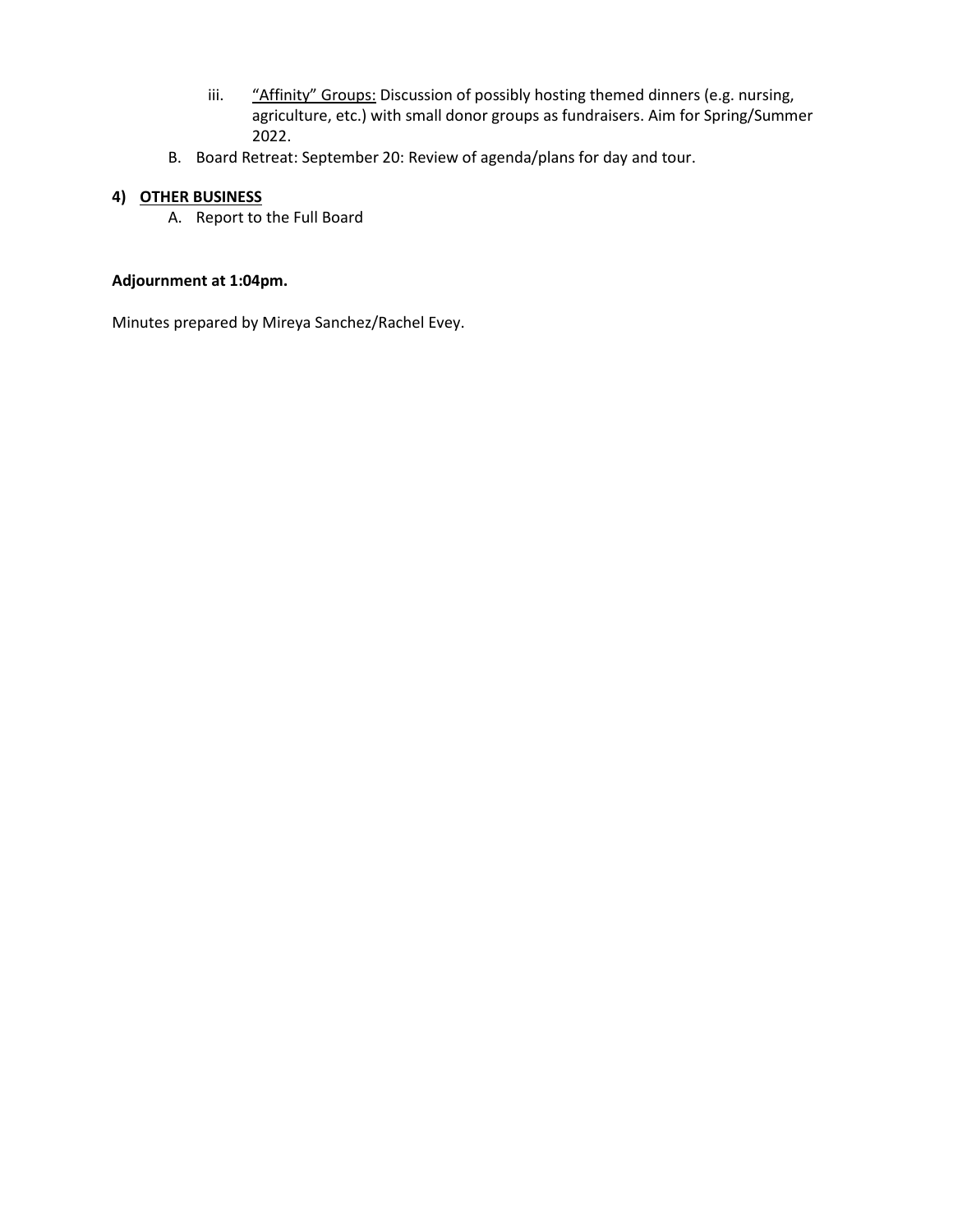iii. "Affinity" Groups: Discussion of possibly hosting themed dinners (e.g. nursing, agriculture, etc.) with small donor groups as fundraisers. Aim for Spring/Summer 2022.

B. Board Retreat: September 20: Review of agenda/plans for day and tour.

**4) OTHER BUSINESS**

A. Report to the Full Board

**Adjournment at 1:04pm.**

Minutes prepared by Mireya Sanchez/Rachel Evey.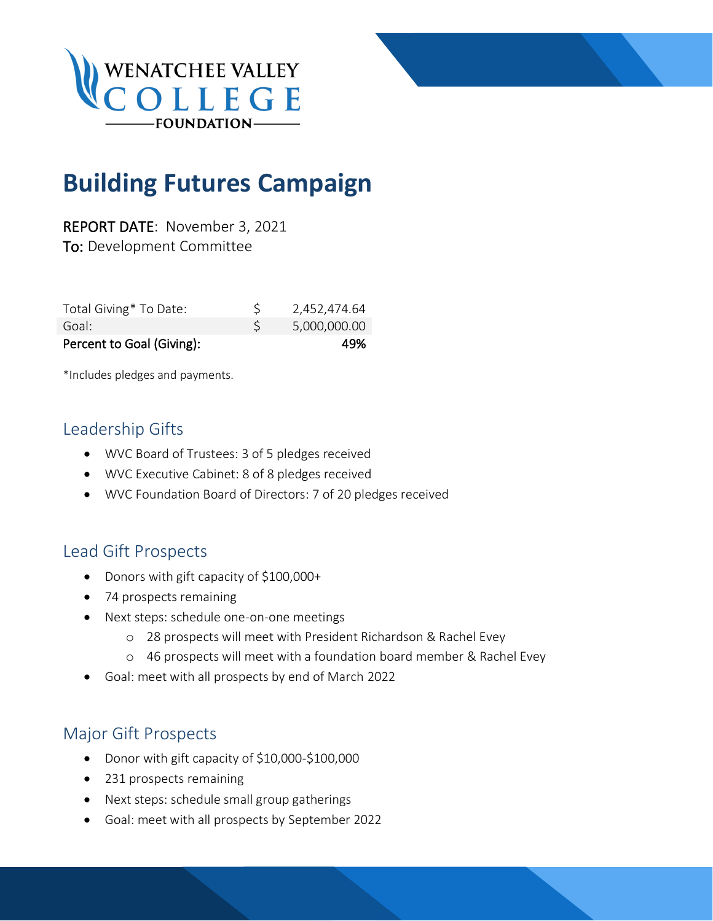WENATCHEE VALLEY COLLEGE FOUNDATION

# Building Futures Campaign

REPORT DATE: November 3, 2021
To: Development Committee

| | | |
|---|---|---|
| Total Giving* To Date: | $ | 2,452,474.64 |
| Goal: | $ | 5,000,000.00 |
| **Percent to Goal (Giving):** | | **49%** |

*Includes pledges and payments.

## Leadership Gifts

- WVC Board of Trustees: 3 of 5 pledges received
- WVC Executive Cabinet: 8 of 8 pledges received
- WVC Foundation Board of Directors: 7 of 20 pledges received

## Lead Gift Prospects

- Donors with gift capacity of $100,000+
- 74 prospects remaining
- Next steps: schedule one-on-one meetings
  - 28 prospects will meet with President Richardson & Rachel Evey
  - 46 prospects will meet with a foundation board member & Rachel Evey
- Goal: meet with all prospects by end of March 2022

## Major Gift Prospects

- Donor with gift capacity of $10,000-$100,000
- 231 prospects remaining
- Next steps: schedule small group gatherings
- Goal: meet with all prospects by September 2022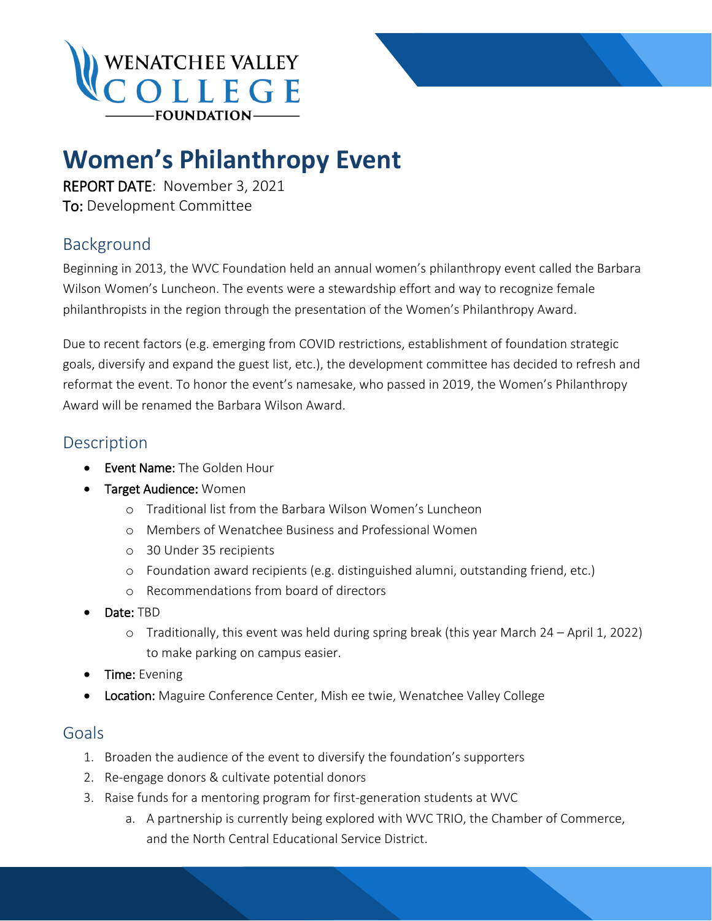# Women's Philanthropy Event

REPORT DATE: November 3, 2021
To: Development Committee

## Background

Beginning in 2013, the WVC Foundation held an annual women's philanthropy event called the Barbara Wilson Women's Luncheon. The events were a stewardship effort and way to recognize female philanthropists in the region through the presentation of the Women's Philanthropy Award.

Due to recent factors (e.g. emerging from COVID restrictions, establishment of foundation strategic goals, diversify and expand the guest list, etc.), the development committee has decided to refresh and reformat the event. To honor the event's namesake, who passed in 2019, the Women's Philanthropy Award will be renamed the Barbara Wilson Award.

## Description

- Event Name: The Golden Hour
- Target Audience: Women
  - Traditional list from the Barbara Wilson Women's Luncheon
  - Members of Wenatchee Business and Professional Women
  - 30 Under 35 recipients
  - Foundation award recipients (e.g. distinguished alumni, outstanding friend, etc.)
  - Recommendations from board of directors
- Date: TBD
  - Traditionally, this event was held during spring break (this year March 24 – April 1, 2022) to make parking on campus easier.
- Time: Evening
- Location: Maguire Conference Center, Mish ee twie, Wenatchee Valley College

## Goals

1. Broaden the audience of the event to diversify the foundation's supporters
2. Re-engage donors & cultivate potential donors
3. Raise funds for a mentoring program for first-generation students at WVC
   a. A partnership is currently being explored with WVC TRIO, the Chamber of Commerce, and the North Central Educational Service District.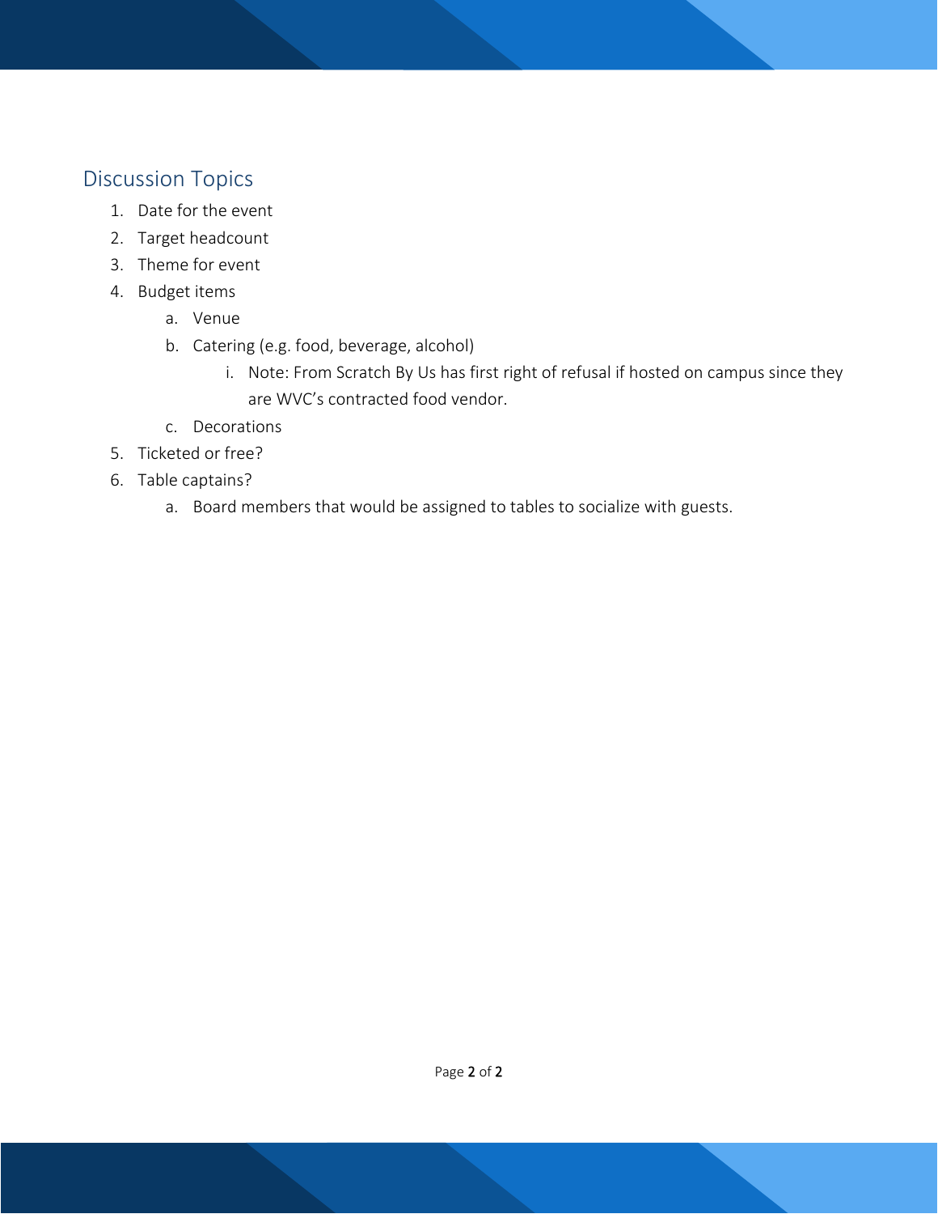## Discussion Topics

1. Date for the event
2. Target headcount
3. Theme for event
4. Budget items
   a. Venue
   b. Catering (e.g. food, beverage, alcohol)
      i. Note: From Scratch By Us has first right of refusal if hosted on campus since they are WVC's contracted food vendor.
   c. Decorations
5. Ticketed or free?
6. Table captains?
   a. Board members that would be assigned to tables to socialize with guests.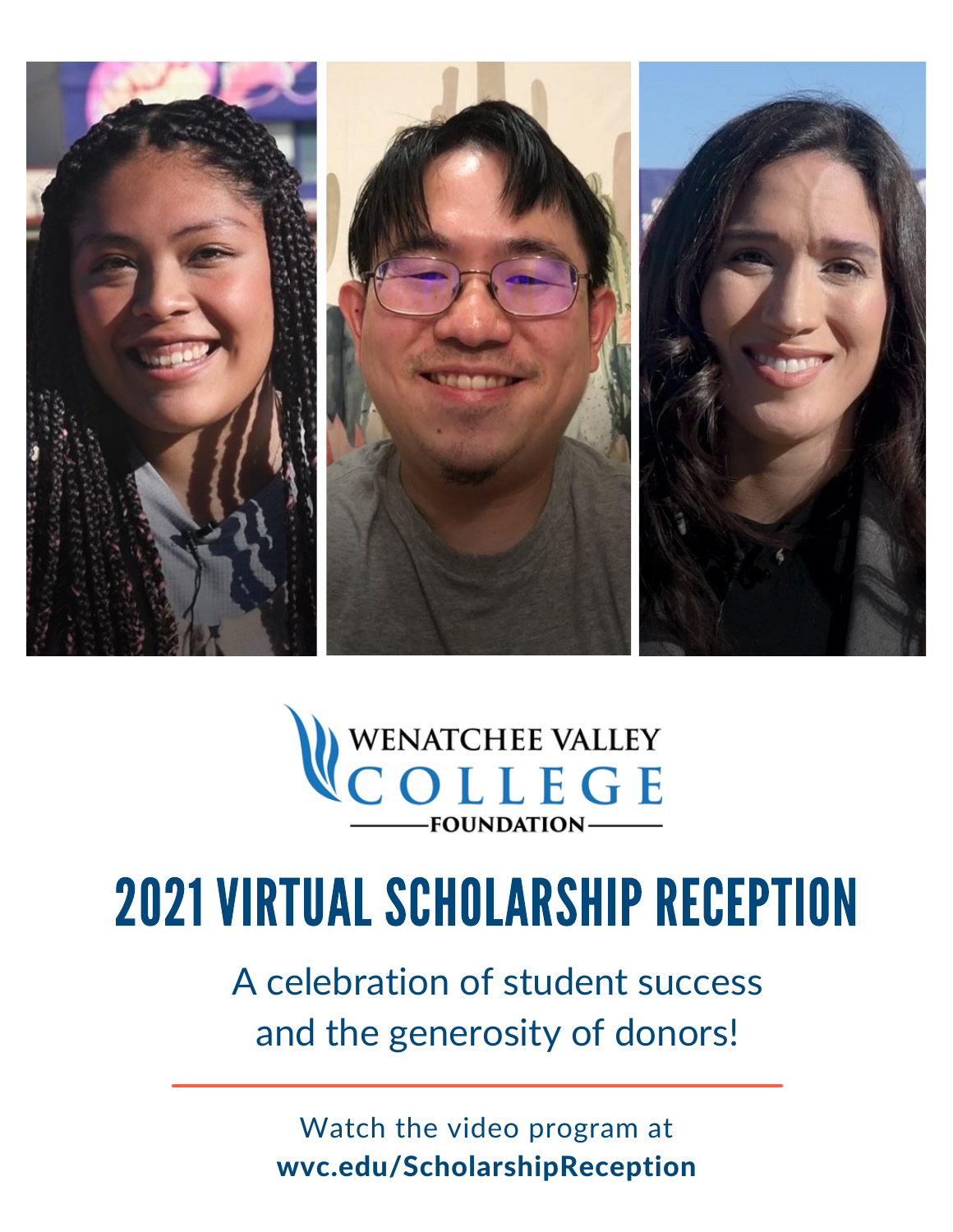WENATCHEE VALLEY COLLEGE FOUNDATION

# 2021 VIRTUAL SCHOLARSHIP RECEPTION

A celebration of student success and the generosity of donors!

Watch the video program at
**wvc.edu/ScholarshipReception**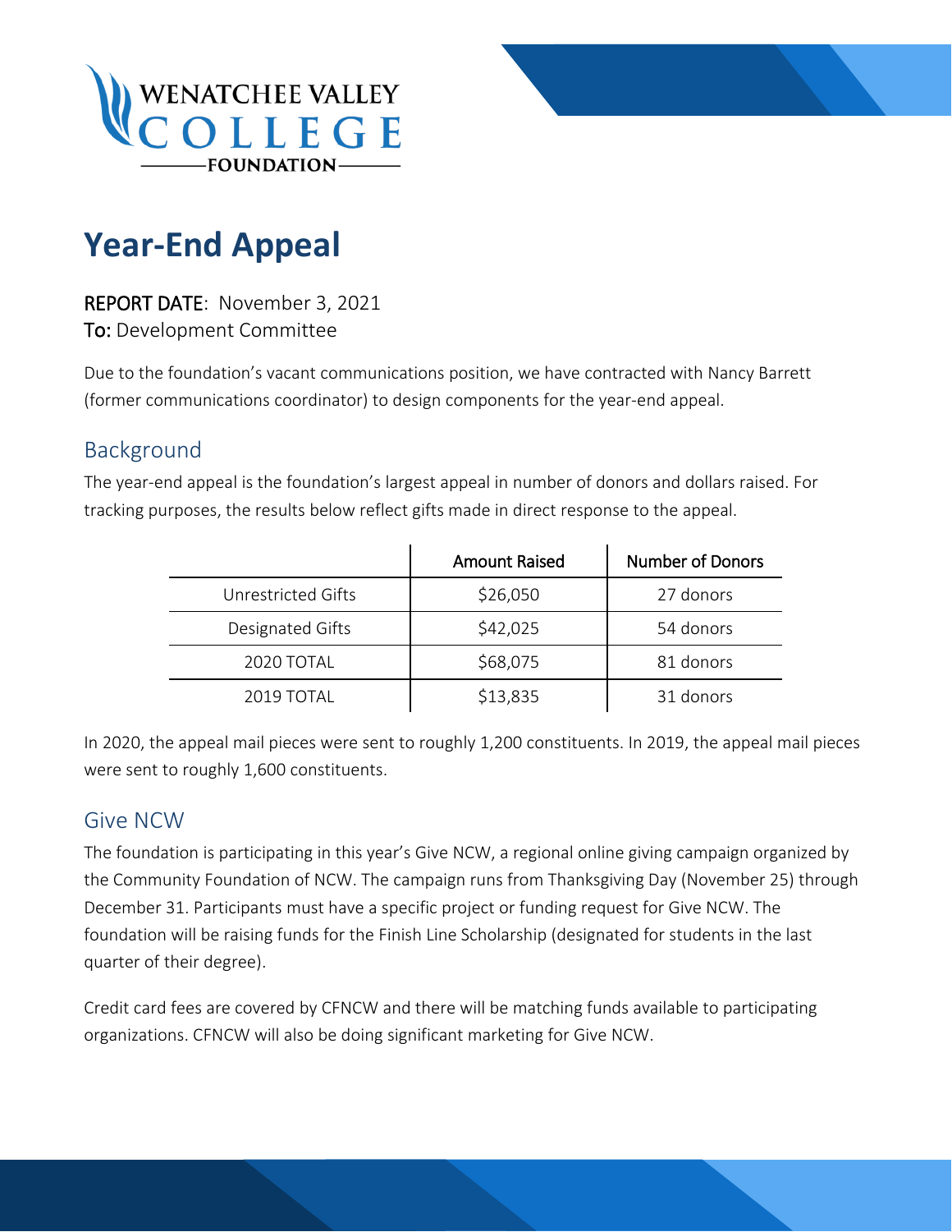# Year-End Appeal

REPORT DATE: November 3, 2021
To: Development Committee

Due to the foundation's vacant communications position, we have contracted with Nancy Barrett (former communications coordinator) to design components for the year-end appeal.

## Background

The year-end appeal is the foundation's largest appeal in number of donors and dollars raised. For tracking purposes, the results below reflect gifts made in direct response to the appeal.

| | Amount Raised | Number of Donors |
|---|---|---|
| Unrestricted Gifts | $26,050 | 27 donors |
| Designated Gifts | $42,025 | 54 donors |
| 2020 TOTAL | $68,075 | 81 donors |
| 2019 TOTAL | $13,835 | 31 donors |

In 2020, the appeal mail pieces were sent to roughly 1,200 constituents. In 2019, the appeal mail pieces were sent to roughly 1,600 constituents.

## Give NCW

The foundation is participating in this year's Give NCW, a regional online giving campaign organized by the Community Foundation of NCW. The campaign runs from Thanksgiving Day (November 25) through December 31. Participants must have a specific project or funding request for Give NCW. The foundation will be raising funds for the Finish Line Scholarship (designated for students in the last quarter of their degree).

Credit card fees are covered by CFNCW and there will be matching funds available to participating organizations. CFNCW will also be doing significant marketing for Give NCW.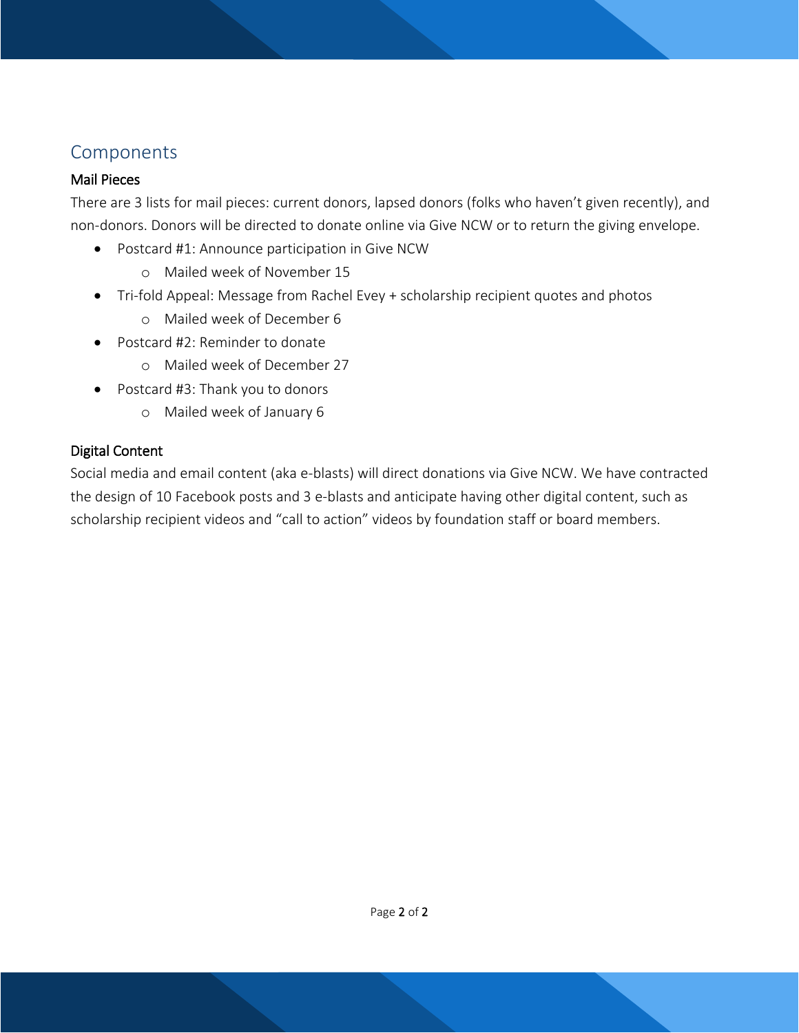## Components

### Mail Pieces

There are 3 lists for mail pieces: current donors, lapsed donors (folks who haven't given recently), and non-donors. Donors will be directed to donate online via Give NCW or to return the giving envelope.

- Postcard #1: Announce participation in Give NCW
  - Mailed week of November 15
- Tri-fold Appeal: Message from Rachel Evey + scholarship recipient quotes and photos
  - Mailed week of December 6
- Postcard #2: Reminder to donate
  - Mailed week of December 27
- Postcard #3: Thank you to donors
  - Mailed week of January 6

### Digital Content

Social media and email content (aka e-blasts) will direct donations via Give NCW. We have contracted the design of 10 Facebook posts and 3 e-blasts and anticipate having other digital content, such as scholarship recipient videos and "call to action" videos by foundation staff or board members.